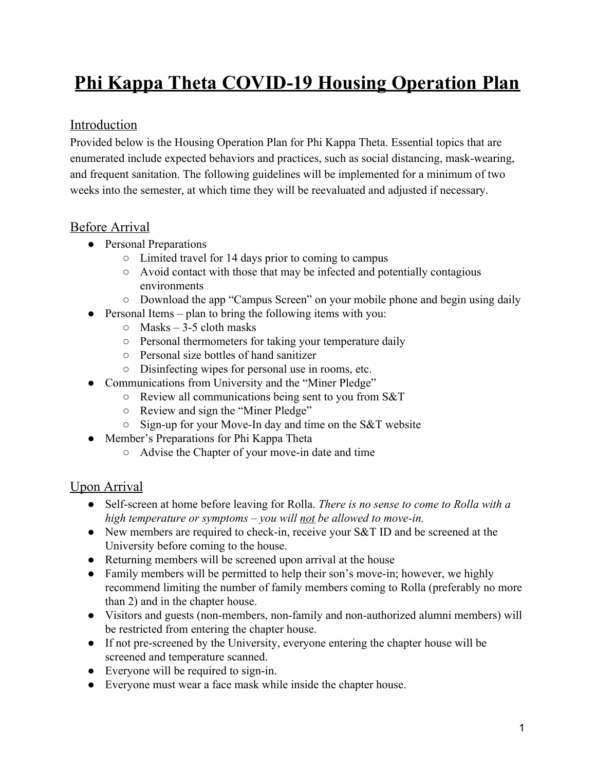# Phi Kappa Theta COVID-19 Housing Operation Plan

## Introduction

Provided below is the Housing Operation Plan for Phi Kappa Theta. Essential topics that are enumerated include expected behaviors and practices, such as social distancing, mask-wearing, and frequent sanitation. The following guidelines will be implemented for a minimum of two weeks into the semester, at which time they will be reevaluated and adjusted if necessary.

## Before Arrival

- Personal Preparations
  - Limited travel for 14 days prior to coming to campus
  - Avoid contact with those that may be infected and potentially contagious environments
  - Download the app "Campus Screen" on your mobile phone and begin using daily
- Personal Items – plan to bring the following items with you:
  - Masks – 3-5 cloth masks
  - Personal thermometers for taking your temperature daily
  - Personal size bottles of hand sanitizer
  - Disinfecting wipes for personal use in rooms, etc.
- Communications from University and the "Miner Pledge"
  - Review all communications being sent to you from S&T
  - Review and sign the "Miner Pledge"
  - Sign-up for your Move-In day and time on the S&T website
- Member's Preparations for Phi Kappa Theta
  - Advise the Chapter of your move-in date and time

## Upon Arrival

- Self-screen at home before leaving for Rolla. *There is no sense to come to Rolla with a high temperature or symptoms – you will <u>not</u> be allowed to move-in.*
- New members are required to check-in, receive your S&T ID and be screened at the University before coming to the house.
- Returning members will be screened upon arrival at the house
- Family members will be permitted to help their son's move-in; however, we highly recommend limiting the number of family members coming to Rolla (preferably no more than 2) and in the chapter house.
- Visitors and guests (non-members, non-family and non-authorized alumni members) will be restricted from entering the chapter house.
- If not pre-screened by the University, everyone entering the chapter house will be screened and temperature scanned.
- Everyone will be required to sign-in.
- Everyone must wear a face mask while inside the chapter house.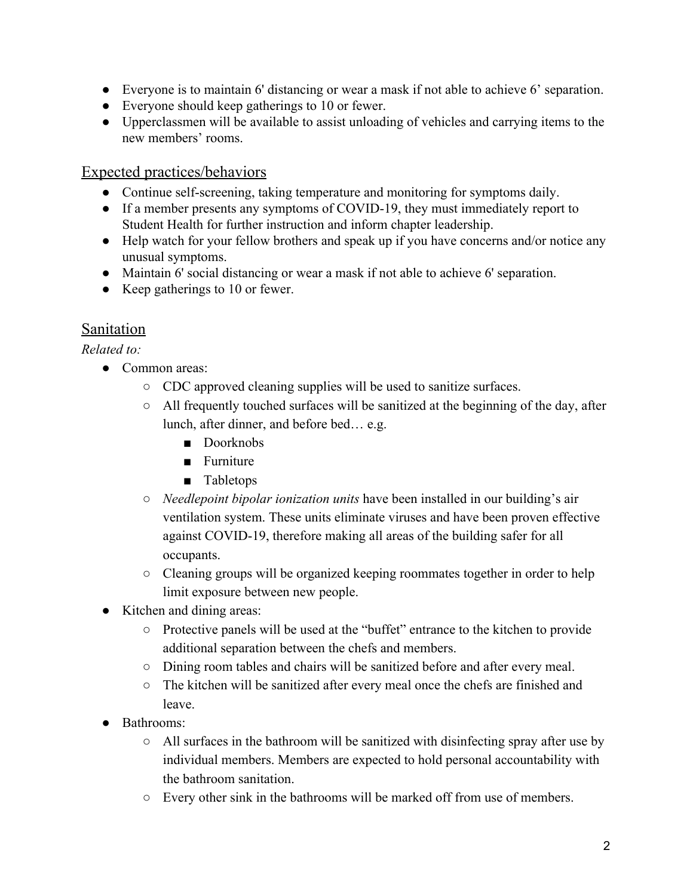- Everyone is to maintain 6' distancing or wear a mask if not able to achieve 6' separation.
- Everyone should keep gatherings to 10 or fewer.
- Upperclassmen will be available to assist unloading of vehicles and carrying items to the new members' rooms.

## Expected practices/behaviors

- Continue self-screening, taking temperature and monitoring for symptoms daily.
- If a member presents any symptoms of COVID-19, they must immediately report to Student Health for further instruction and inform chapter leadership.
- Help watch for your fellow brothers and speak up if you have concerns and/or notice any unusual symptoms.
- Maintain 6' social distancing or wear a mask if not able to achieve 6' separation.
- Keep gatherings to 10 or fewer.

## Sanitation

*Related to:*

- Common areas:
  - CDC approved cleaning supplies will be used to sanitize surfaces.
  - All frequently touched surfaces will be sanitized at the beginning of the day, after lunch, after dinner, and before bed… e.g.
    - Doorknobs
    - Furniture
    - Tabletops
  - *Needlepoint bipolar ionization units* have been installed in our building's air ventilation system. These units eliminate viruses and have been proven effective against COVID-19, therefore making all areas of the building safer for all occupants.
  - Cleaning groups will be organized keeping roommates together in order to help limit exposure between new people.
- Kitchen and dining areas:
  - Protective panels will be used at the "buffet" entrance to the kitchen to provide additional separation between the chefs and members.
  - Dining room tables and chairs will be sanitized before and after every meal.
  - The kitchen will be sanitized after every meal once the chefs are finished and leave.
- Bathrooms:
  - All surfaces in the bathroom will be sanitized with disinfecting spray after use by individual members. Members are expected to hold personal accountability with the bathroom sanitation.
  - Every other sink in the bathrooms will be marked off from use of members.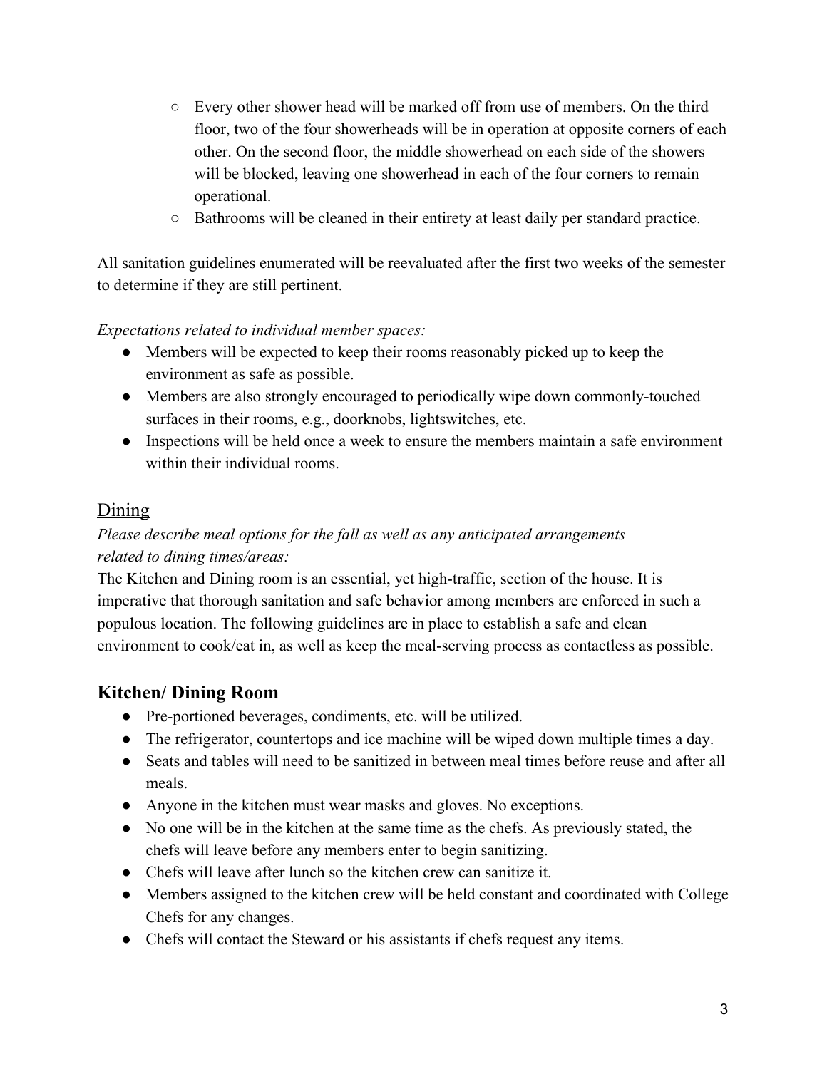- Every other shower head will be marked off from use of members. On the third floor, two of the four showerheads will be in operation at opposite corners of each other. On the second floor, the middle showerhead on each side of the showers will be blocked, leaving one showerhead in each of the four corners to remain operational.
- Bathrooms will be cleaned in their entirety at least daily per standard practice.

All sanitation guidelines enumerated will be reevaluated after the first two weeks of the semester to determine if they are still pertinent.

*Expectations related to individual member spaces:*

- Members will be expected to keep their rooms reasonably picked up to keep the environment as safe as possible.
- Members are also strongly encouraged to periodically wipe down commonly-touched surfaces in their rooms, e.g., doorknobs, lightswitches, etc.
- Inspections will be held once a week to ensure the members maintain a safe environment within their individual rooms.

## Dining

*Please describe meal options for the fall as well as any anticipated arrangements related to dining times/areas:*

The Kitchen and Dining room is an essential, yet high-traffic, section of the house. It is imperative that thorough sanitation and safe behavior among members are enforced in such a populous location. The following guidelines are in place to establish a safe and clean environment to cook/eat in, as well as keep the meal-serving process as contactless as possible.

## Kitchen/ Dining Room

- Pre-portioned beverages, condiments, etc. will be utilized.
- The refrigerator, countertops and ice machine will be wiped down multiple times a day.
- Seats and tables will need to be sanitized in between meal times before reuse and after all meals.
- Anyone in the kitchen must wear masks and gloves. No exceptions.
- No one will be in the kitchen at the same time as the chefs. As previously stated, the chefs will leave before any members enter to begin sanitizing.
- Chefs will leave after lunch so the kitchen crew can sanitize it.
- Members assigned to the kitchen crew will be held constant and coordinated with College Chefs for any changes.
- Chefs will contact the Steward or his assistants if chefs request any items.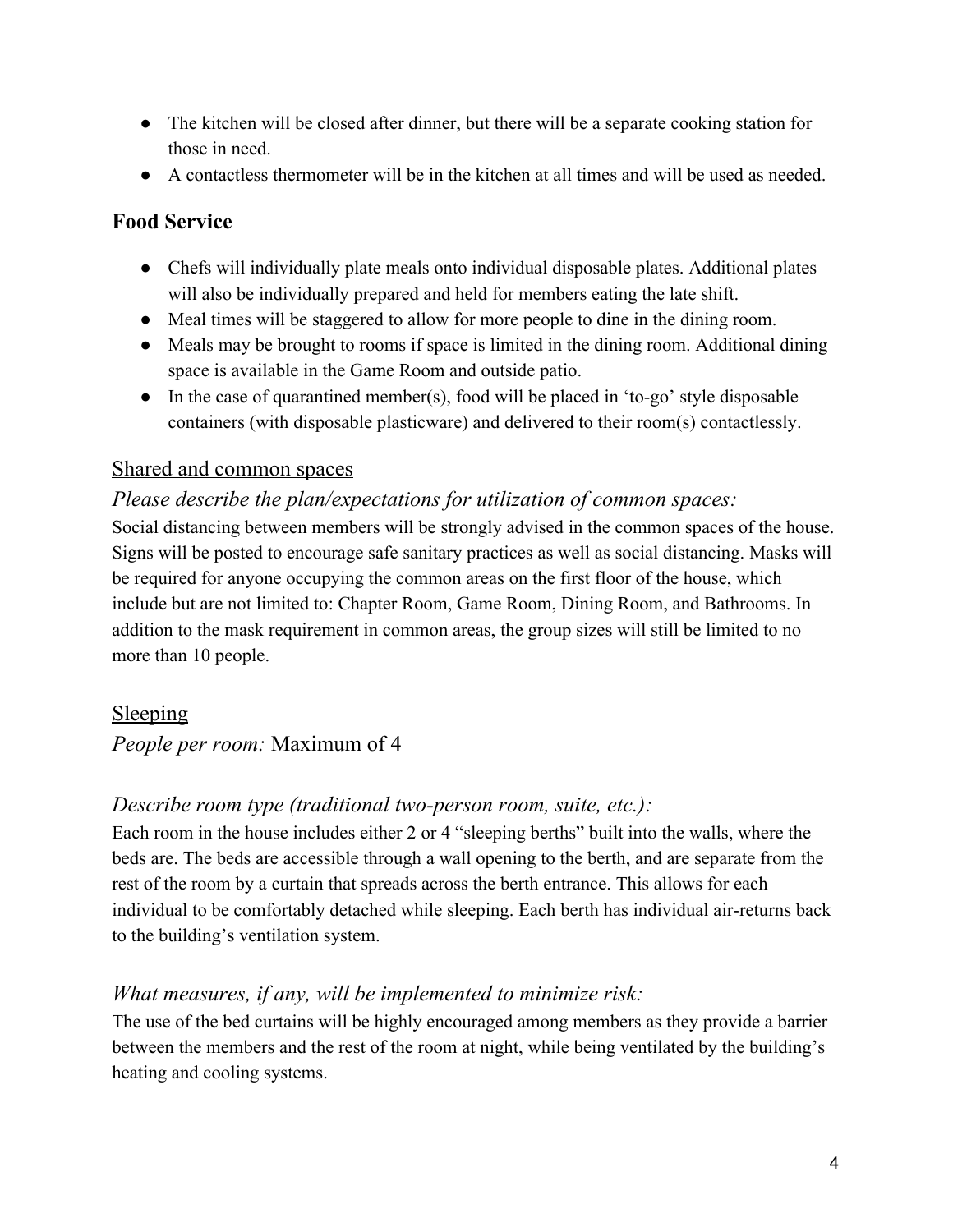- The kitchen will be closed after dinner, but there will be a separate cooking station for those in need.
- A contactless thermometer will be in the kitchen at all times and will be used as needed.

## Food Service

- Chefs will individually plate meals onto individual disposable plates. Additional plates will also be individually prepared and held for members eating the late shift.
- Meal times will be staggered to allow for more people to dine in the dining room.
- Meals may be brought to rooms if space is limited in the dining room. Additional dining space is available in the Game Room and outside patio.
- In the case of quarantined member(s), food will be placed in 'to-go' style disposable containers (with disposable plasticware) and delivered to their room(s) contactlessly.

### Shared and common spaces

*Please describe the plan/expectations for utilization of common spaces:*

Social distancing between members will be strongly advised in the common spaces of the house. Signs will be posted to encourage safe sanitary practices as well as social distancing. Masks will be required for anyone occupying the common areas on the first floor of the house, which include but are not limited to: Chapter Room, Game Room, Dining Room, and Bathrooms. In addition to the mask requirement in common areas, the group sizes will still be limited to no more than 10 people.

### Sleeping

*People per room:* Maximum of 4

*Describe room type (traditional two-person room, suite, etc.):*

Each room in the house includes either 2 or 4 "sleeping berths" built into the walls, where the beds are. The beds are accessible through a wall opening to the berth, and are separate from the rest of the room by a curtain that spreads across the berth entrance. This allows for each individual to be comfortably detached while sleeping. Each berth has individual air-returns back to the building's ventilation system.

*What measures, if any, will be implemented to minimize risk:*

The use of the bed curtains will be highly encouraged among members as they provide a barrier between the members and the rest of the room at night, while being ventilated by the building's heating and cooling systems.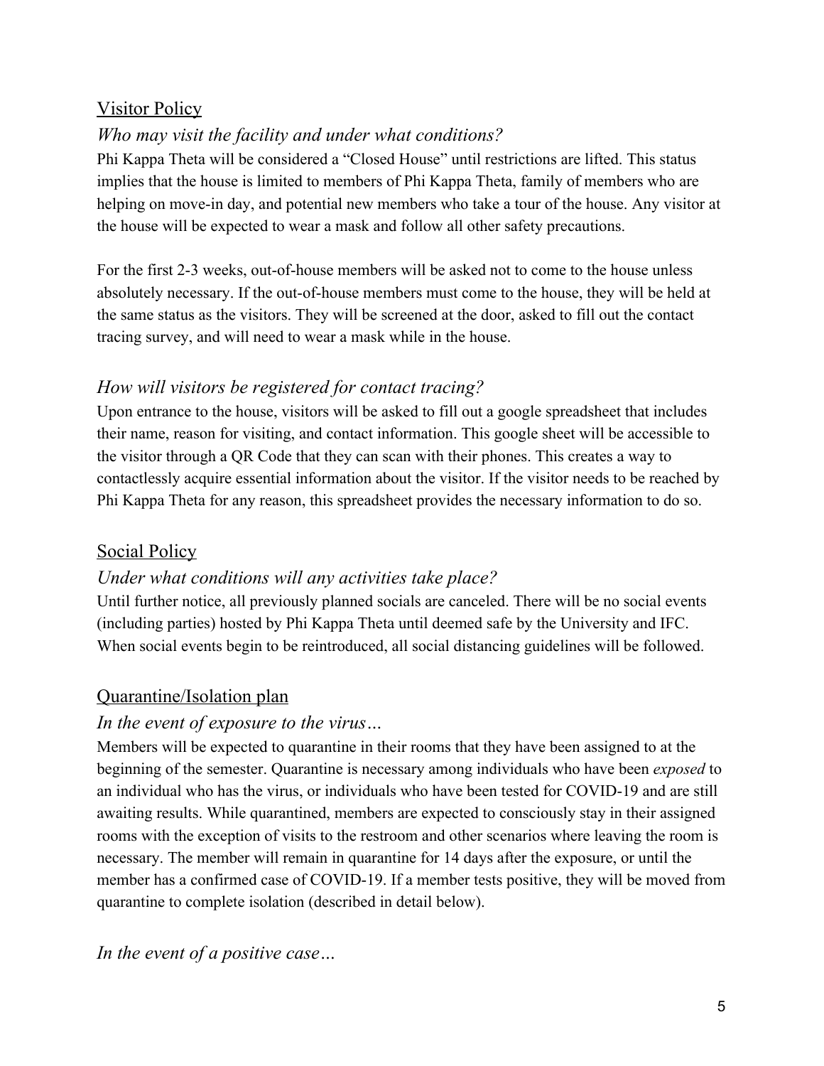## Visitor Policy

### *Who may visit the facility and under what conditions?*

Phi Kappa Theta will be considered a "Closed House" until restrictions are lifted. This status implies that the house is limited to members of Phi Kappa Theta, family of members who are helping on move-in day, and potential new members who take a tour of the house. Any visitor at the house will be expected to wear a mask and follow all other safety precautions.

For the first 2-3 weeks, out-of-house members will be asked not to come to the house unless absolutely necessary. If the out-of-house members must come to the house, they will be held at the same status as the visitors. They will be screened at the door, asked to fill out the contact tracing survey, and will need to wear a mask while in the house.

### *How will visitors be registered for contact tracing?*

Upon entrance to the house, visitors will be asked to fill out a google spreadsheet that includes their name, reason for visiting, and contact information. This google sheet will be accessible to the visitor through a QR Code that they can scan with their phones. This creates a way to contactlessly acquire essential information about the visitor. If the visitor needs to be reached by Phi Kappa Theta for any reason, this spreadsheet provides the necessary information to do so.

## Social Policy

### *Under what conditions will any activities take place?*

Until further notice, all previously planned socials are canceled. There will be no social events (including parties) hosted by Phi Kappa Theta until deemed safe by the University and IFC. When social events begin to be reintroduced, all social distancing guidelines will be followed.

## Quarantine/Isolation plan

### *In the event of exposure to the virus…*

Members will be expected to quarantine in their rooms that they have been assigned to at the beginning of the semester. Quarantine is necessary among individuals who have been *exposed* to an individual who has the virus, or individuals who have been tested for COVID-19 and are still awaiting results. While quarantined, members are expected to consciously stay in their assigned rooms with the exception of visits to the restroom and other scenarios where leaving the room is necessary. The member will remain in quarantine for 14 days after the exposure, or until the member has a confirmed case of COVID-19. If a member tests positive, they will be moved from quarantine to complete isolation (described in detail below).

### *In the event of a positive case…*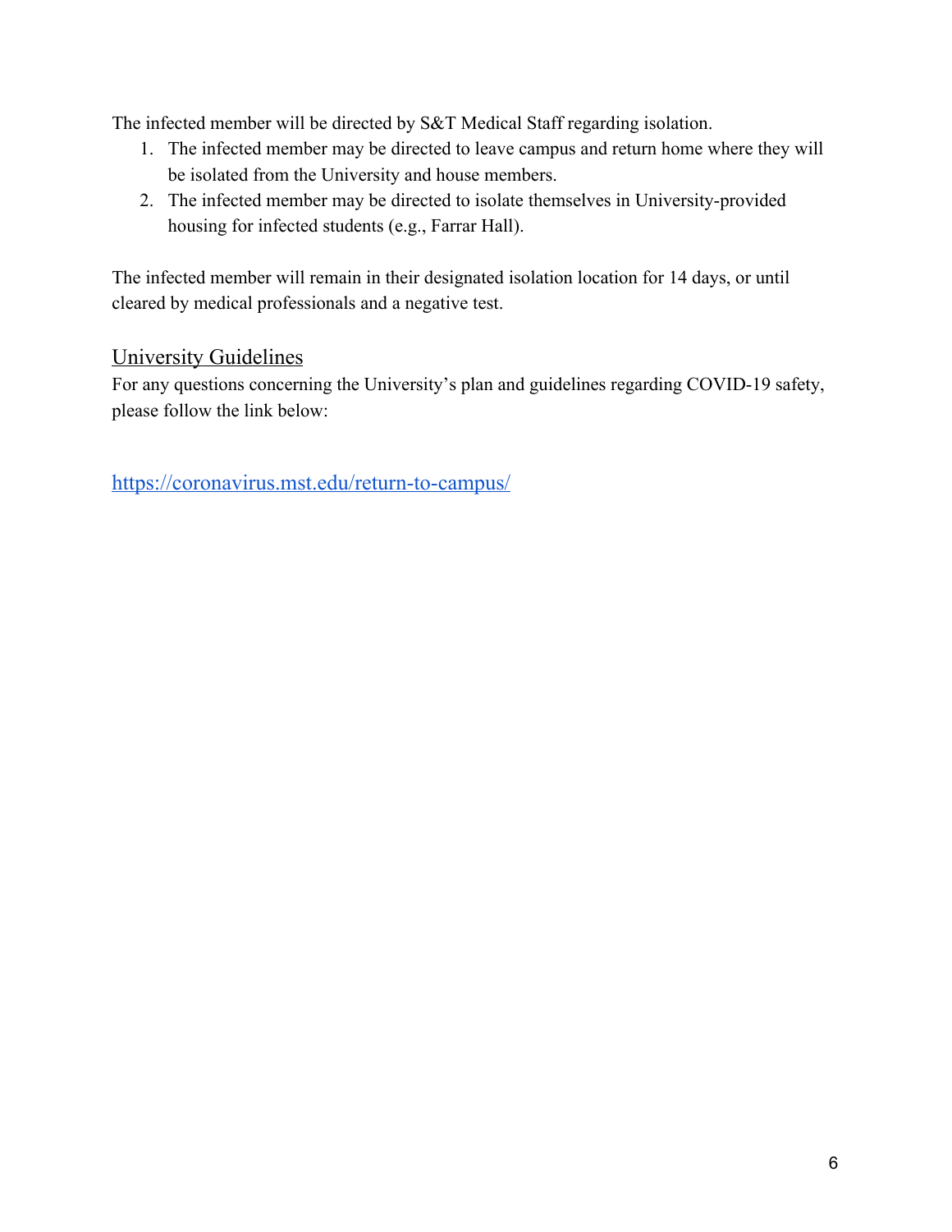The infected member will be directed by S&T Medical Staff regarding isolation.

1. The infected member may be directed to leave campus and return home where they will be isolated from the University and house members.
2. The infected member may be directed to isolate themselves in University-provided housing for infected students (e.g., Farrar Hall).

The infected member will remain in their designated isolation location for 14 days, or until cleared by medical professionals and a negative test.

## University Guidelines

For any questions concerning the University's plan and guidelines regarding COVID-19 safety, please follow the link below:

https://coronavirus.mst.edu/return-to-campus/